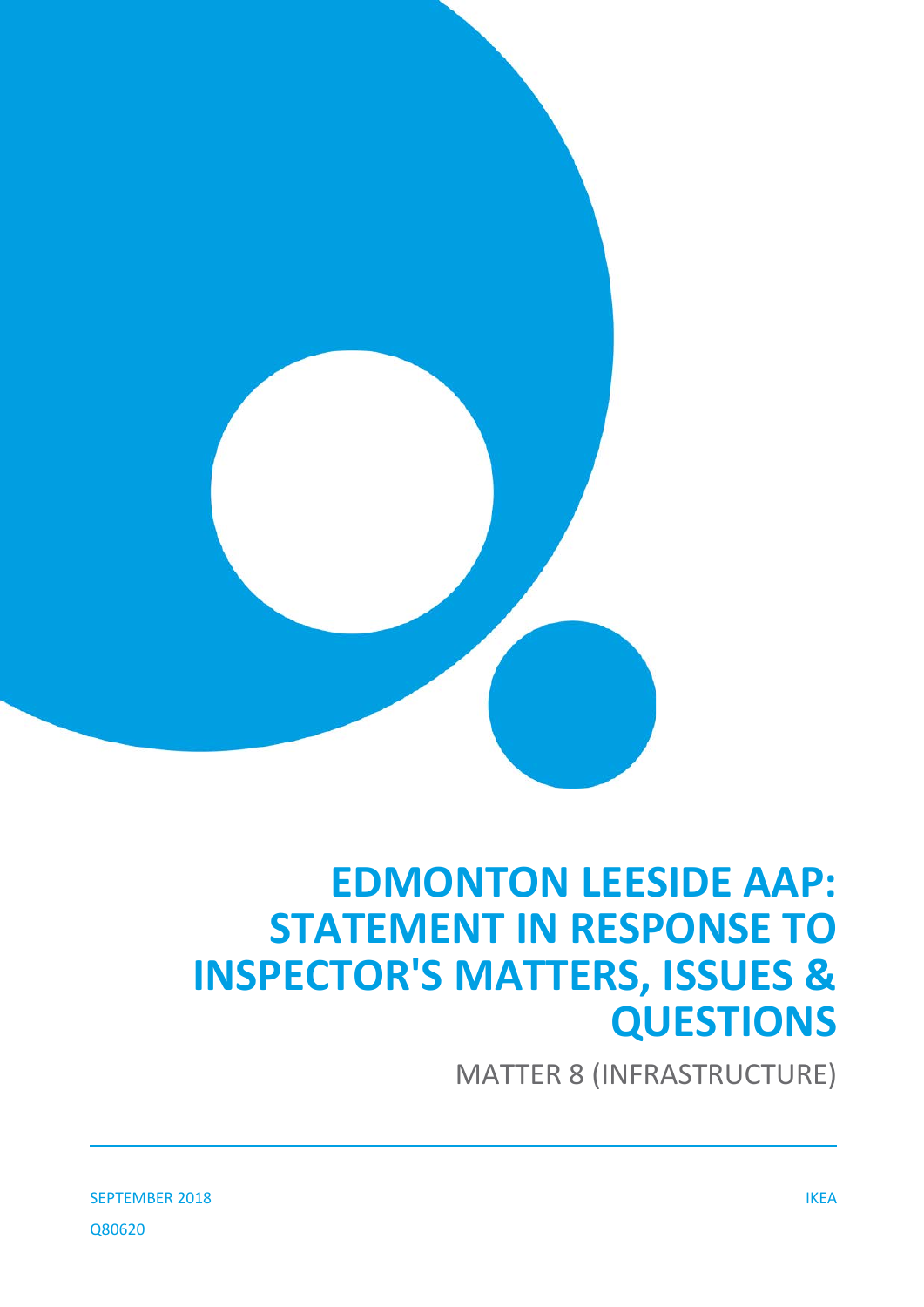# EDMONTON LEESIDE AAP: STATEMENT IN RESPONSE TO INSPECTOR'S MATTERS, ISSUES & QUESTIONS

MATTER 8 (INFRASTRUCTURE)

SEPTEMBER 2018

IKEA

Q80620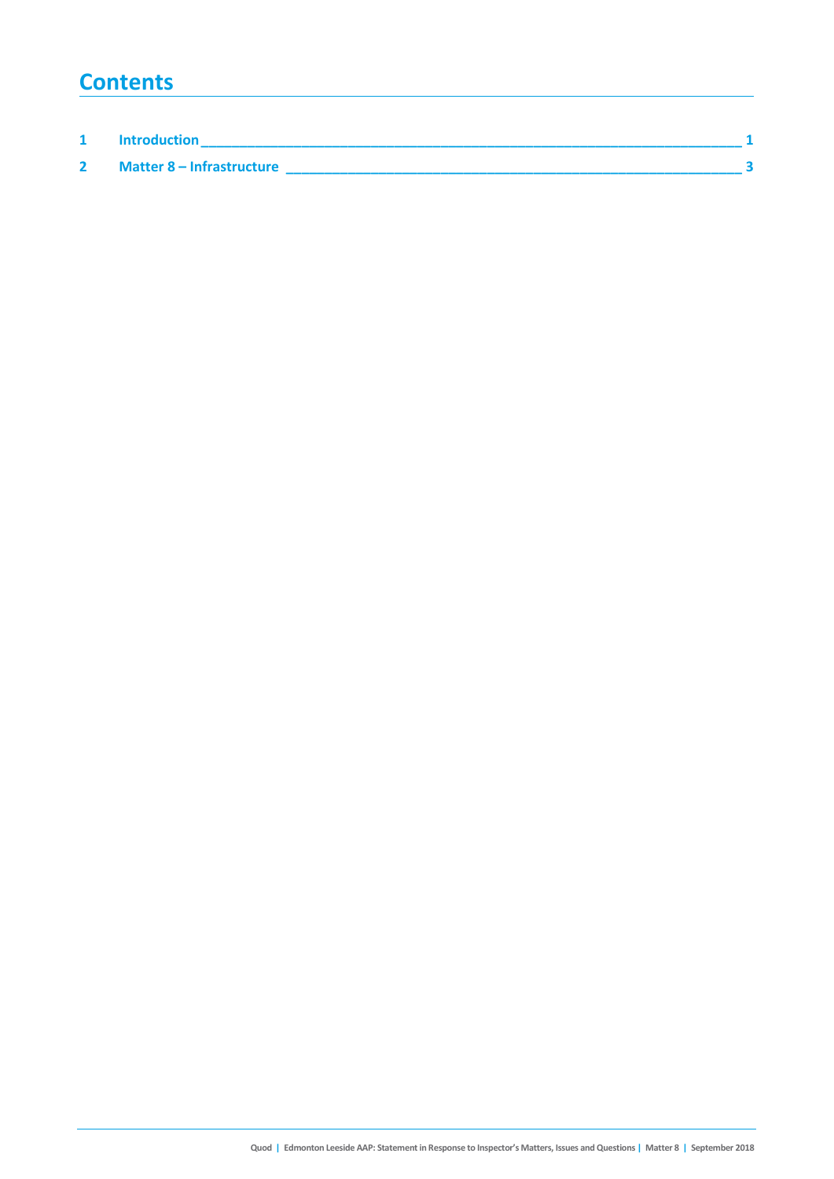# Contents

1 Introduction ________________________________________________ 1

2 Matter 8 – Infrastructure ________________________________________ 3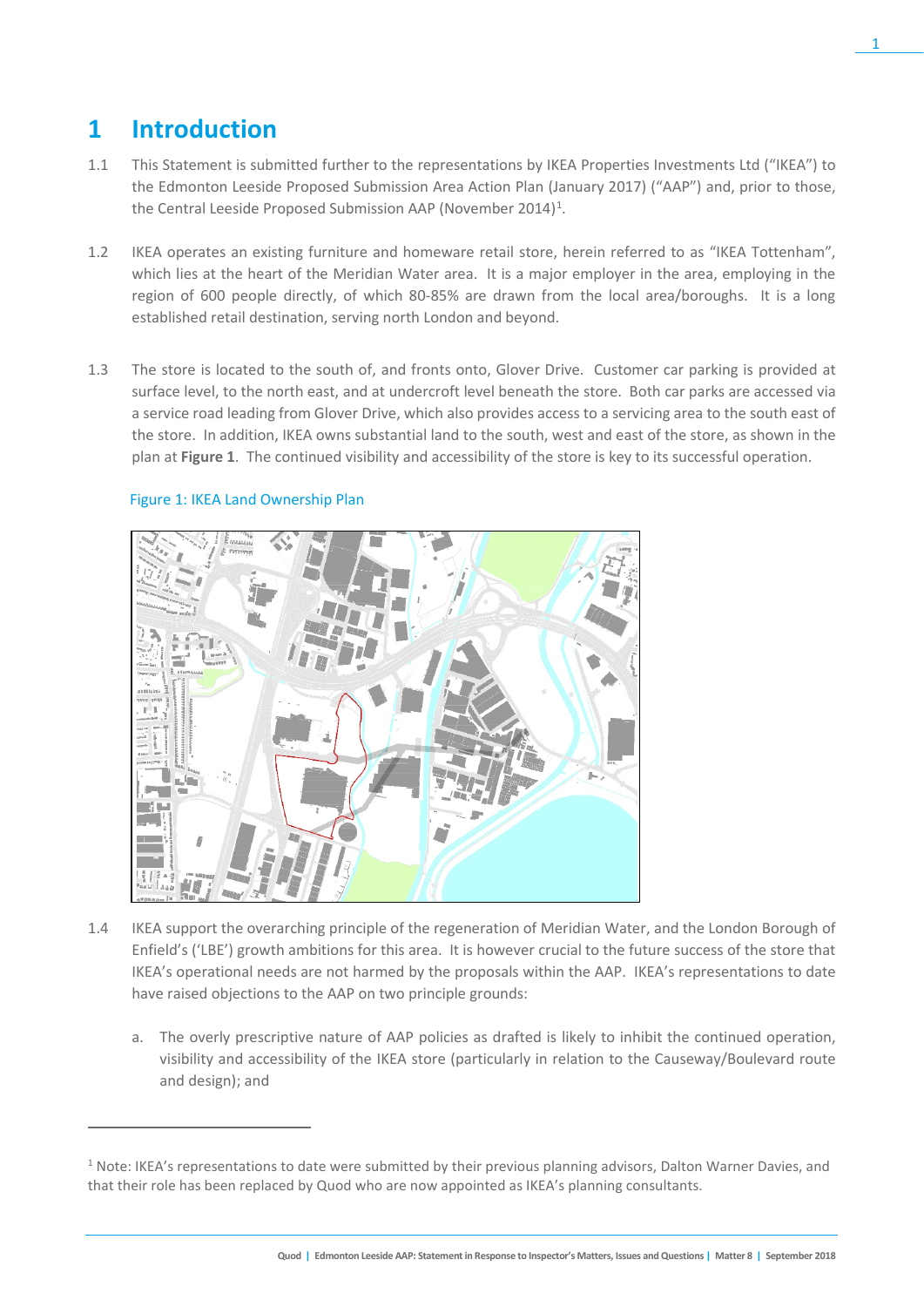# 1 Introduction

1.1 This Statement is submitted further to the representations by IKEA Properties Investments Ltd ("IKEA") to the Edmonton Leeside Proposed Submission Area Action Plan (January 2017) ("AAP") and, prior to those, the Central Leeside Proposed Submission AAP (November 2014)[1].

1.2 IKEA operates an existing furniture and homeware retail store, herein referred to as "IKEA Tottenham", which lies at the heart of the Meridian Water area. It is a major employer in the area, employing in the region of 600 people directly, of which 80-85% are drawn from the local area/boroughs. It is a long established retail destination, serving north London and beyond.

1.3 The store is located to the south of, and fronts onto, Glover Drive. Customer car parking is provided at surface level, to the north east, and at undercroft level beneath the store. Both car parks are accessed via a service road leading from Glover Drive, which also provides access to a servicing area to the south east of the store. In addition, IKEA owns substantial land to the south, west and east of the store, as shown in the plan at **Figure 1**. The continued visibility and accessibility of the store is key to its successful operation.

Figure 1: IKEA Land Ownership Plan

1.4 IKEA support the overarching principle of the regeneration of Meridian Water, and the London Borough of Enfield's ('LBE') growth ambitions for this area. It is however crucial to the future success of the store that IKEA's operational needs are not harmed by the proposals within the AAP. IKEA's representations to date have raised objections to the AAP on two principle grounds:

a. The overly prescriptive nature of AAP policies as drafted is likely to inhibit the continued operation, visibility and accessibility of the IKEA store (particularly in relation to the Causeway/Boulevard route and design); and

[1] Note: IKEA's representations to date were submitted by their previous planning advisors, Dalton Warner Davies, and that their role has been replaced by Quod who are now appointed as IKEA's planning consultants.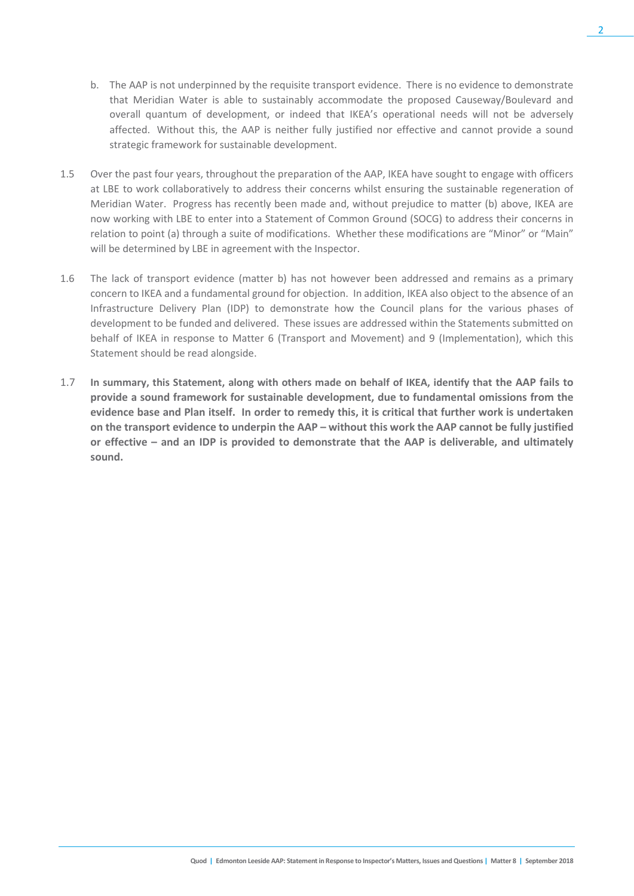b. The AAP is not underpinned by the requisite transport evidence. There is no evidence to demonstrate that Meridian Water is able to sustainably accommodate the proposed Causeway/Boulevard and overall quantum of development, or indeed that IKEA's operational needs will not be adversely affected. Without this, the AAP is neither fully justified nor effective and cannot provide a sound strategic framework for sustainable development.

1.5 Over the past four years, throughout the preparation of the AAP, IKEA have sought to engage with officers at LBE to work collaboratively to address their concerns whilst ensuring the sustainable regeneration of Meridian Water. Progress has recently been made and, without prejudice to matter (b) above, IKEA are now working with LBE to enter into a Statement of Common Ground (SOCG) to address their concerns in relation to point (a) through a suite of modifications. Whether these modifications are "Minor" or "Main" will be determined by LBE in agreement with the Inspector.

1.6 The lack of transport evidence (matter b) has not however been addressed and remains as a primary concern to IKEA and a fundamental ground for objection. In addition, IKEA also object to the absence of an Infrastructure Delivery Plan (IDP) to demonstrate how the Council plans for the various phases of development to be funded and delivered. These issues are addressed within the Statements submitted on behalf of IKEA in response to Matter 6 (Transport and Movement) and 9 (Implementation), which this Statement should be read alongside.

1.7 **In summary, this Statement, along with others made on behalf of IKEA, identify that the AAP fails to provide a sound framework for sustainable development, due to fundamental omissions from the evidence base and Plan itself. In order to remedy this, it is critical that further work is undertaken on the transport evidence to underpin the AAP – without this work the AAP cannot be fully justified or effective – and an IDP is provided to demonstrate that the AAP is deliverable, and ultimately sound.**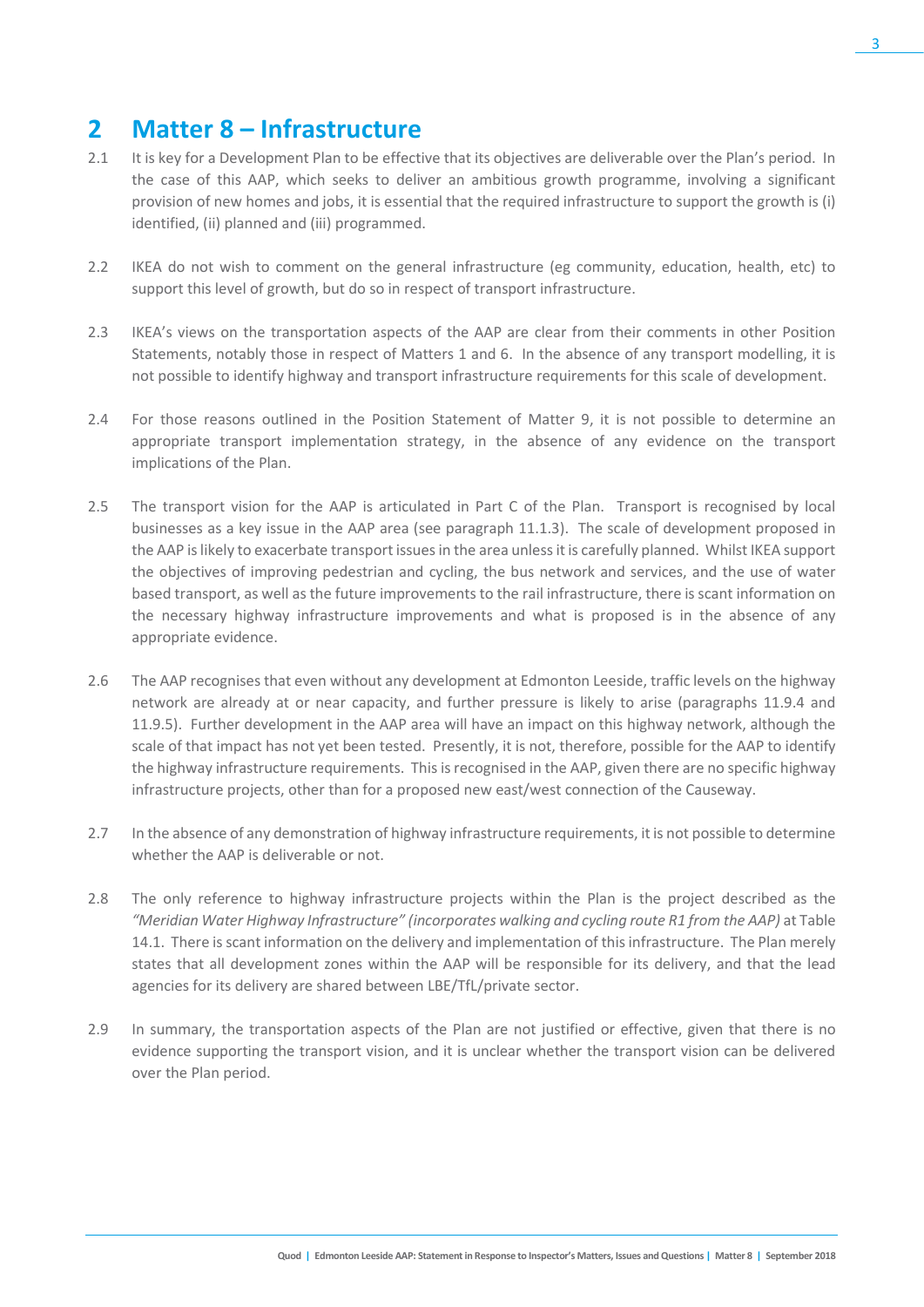## 2 Matter 8 – Infrastructure

2.1 It is key for a Development Plan to be effective that its objectives are deliverable over the Plan's period. In the case of this AAP, which seeks to deliver an ambitious growth programme, involving a significant provision of new homes and jobs, it is essential that the required infrastructure to support the growth is (i) identified, (ii) planned and (iii) programmed.

2.2 IKEA do not wish to comment on the general infrastructure (eg community, education, health, etc) to support this level of growth, but do so in respect of transport infrastructure.

2.3 IKEA's views on the transportation aspects of the AAP are clear from their comments in other Position Statements, notably those in respect of Matters 1 and 6. In the absence of any transport modelling, it is not possible to identify highway and transport infrastructure requirements for this scale of development.

2.4 For those reasons outlined in the Position Statement of Matter 9, it is not possible to determine an appropriate transport implementation strategy, in the absence of any evidence on the transport implications of the Plan.

2.5 The transport vision for the AAP is articulated in Part C of the Plan. Transport is recognised by local businesses as a key issue in the AAP area (see paragraph 11.1.3). The scale of development proposed in the AAP is likely to exacerbate transport issues in the area unless it is carefully planned. Whilst IKEA support the objectives of improving pedestrian and cycling, the bus network and services, and the use of water based transport, as well as the future improvements to the rail infrastructure, there is scant information on the necessary highway infrastructure improvements and what is proposed is in the absence of any appropriate evidence.

2.6 The AAP recognises that even without any development at Edmonton Leeside, traffic levels on the highway network are already at or near capacity, and further pressure is likely to arise (paragraphs 11.9.4 and 11.9.5). Further development in the AAP area will have an impact on this highway network, although the scale of that impact has not yet been tested. Presently, it is not, therefore, possible for the AAP to identify the highway infrastructure requirements. This is recognised in the AAP, given there are no specific highway infrastructure projects, other than for a proposed new east/west connection of the Causeway.

2.7 In the absence of any demonstration of highway infrastructure requirements, it is not possible to determine whether the AAP is deliverable or not.

2.8 The only reference to highway infrastructure projects within the Plan is the project described as the *"Meridian Water Highway Infrastructure" (incorporates walking and cycling route R1 from the AAP)* at Table 14.1. There is scant information on the delivery and implementation of this infrastructure. The Plan merely states that all development zones within the AAP will be responsible for its delivery, and that the lead agencies for its delivery are shared between LBE/TfL/private sector.

2.9 In summary, the transportation aspects of the Plan are not justified or effective, given that there is no evidence supporting the transport vision, and it is unclear whether the transport vision can be delivered over the Plan period.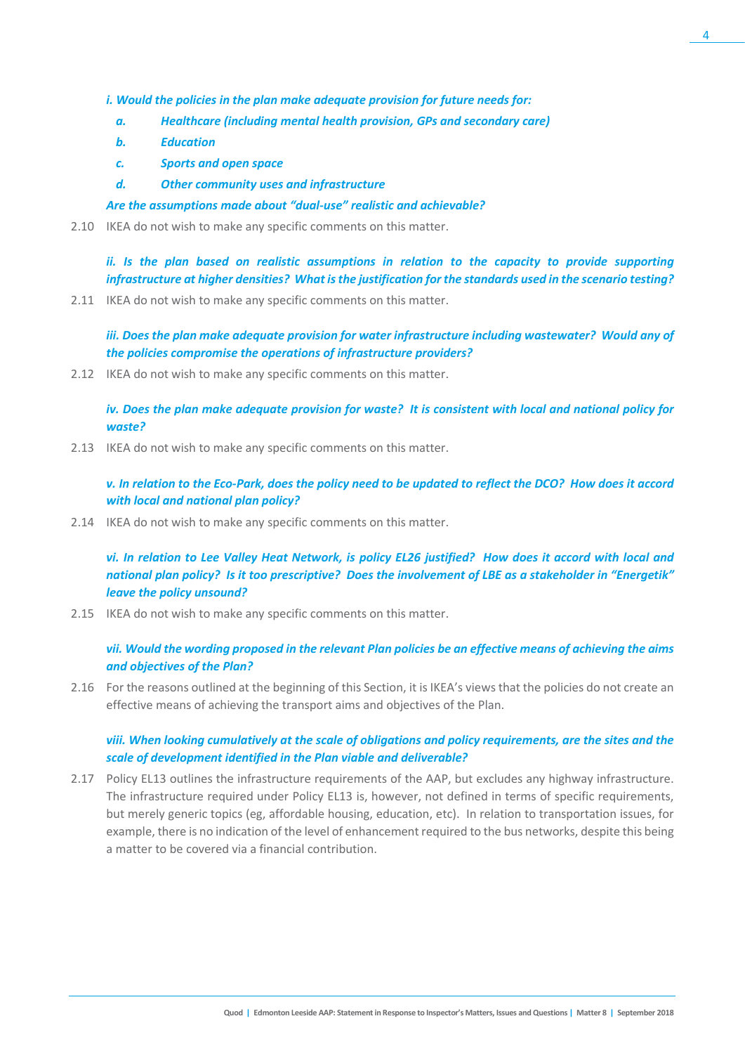***i. Would the policies in the plan make adequate provision for future needs for:***

- ***a.*** ***Healthcare (including mental health provision, GPs and secondary care)***
- ***b.*** ***Education***
- ***c.*** ***Sports and open space***
- ***d.*** ***Other community uses and infrastructure***

***Are the assumptions made about "dual-use" realistic and achievable?***

2.10 IKEA do not wish to make any specific comments on this matter.

***ii. Is the plan based on realistic assumptions in relation to the capacity to provide supporting infrastructure at higher densities? What is the justification for the standards used in the scenario testing?***

2.11 IKEA do not wish to make any specific comments on this matter.

***iii. Does the plan make adequate provision for water infrastructure including wastewater? Would any of the policies compromise the operations of infrastructure providers?***

2.12 IKEA do not wish to make any specific comments on this matter.

***iv. Does the plan make adequate provision for waste? It is consistent with local and national policy for waste?***

2.13 IKEA do not wish to make any specific comments on this matter.

***v. In relation to the Eco-Park, does the policy need to be updated to reflect the DCO? How does it accord with local and national plan policy?***

2.14 IKEA do not wish to make any specific comments on this matter.

***vi. In relation to Lee Valley Heat Network, is policy EL26 justified? How does it accord with local and national plan policy? Is it too prescriptive? Does the involvement of LBE as a stakeholder in "Energetik" leave the policy unsound?***

2.15 IKEA do not wish to make any specific comments on this matter.

***vii. Would the wording proposed in the relevant Plan policies be an effective means of achieving the aims and objectives of the Plan?***

2.16 For the reasons outlined at the beginning of this Section, it is IKEA's views that the policies do not create an effective means of achieving the transport aims and objectives of the Plan.

***viii. When looking cumulatively at the scale of obligations and policy requirements, are the sites and the scale of development identified in the Plan viable and deliverable?***

2.17 Policy EL13 outlines the infrastructure requirements of the AAP, but excludes any highway infrastructure. The infrastructure required under Policy EL13 is, however, not defined in terms of specific requirements, but merely generic topics (eg, affordable housing, education, etc). In relation to transportation issues, for example, there is no indication of the level of enhancement required to the bus networks, despite this being a matter to be covered via a financial contribution.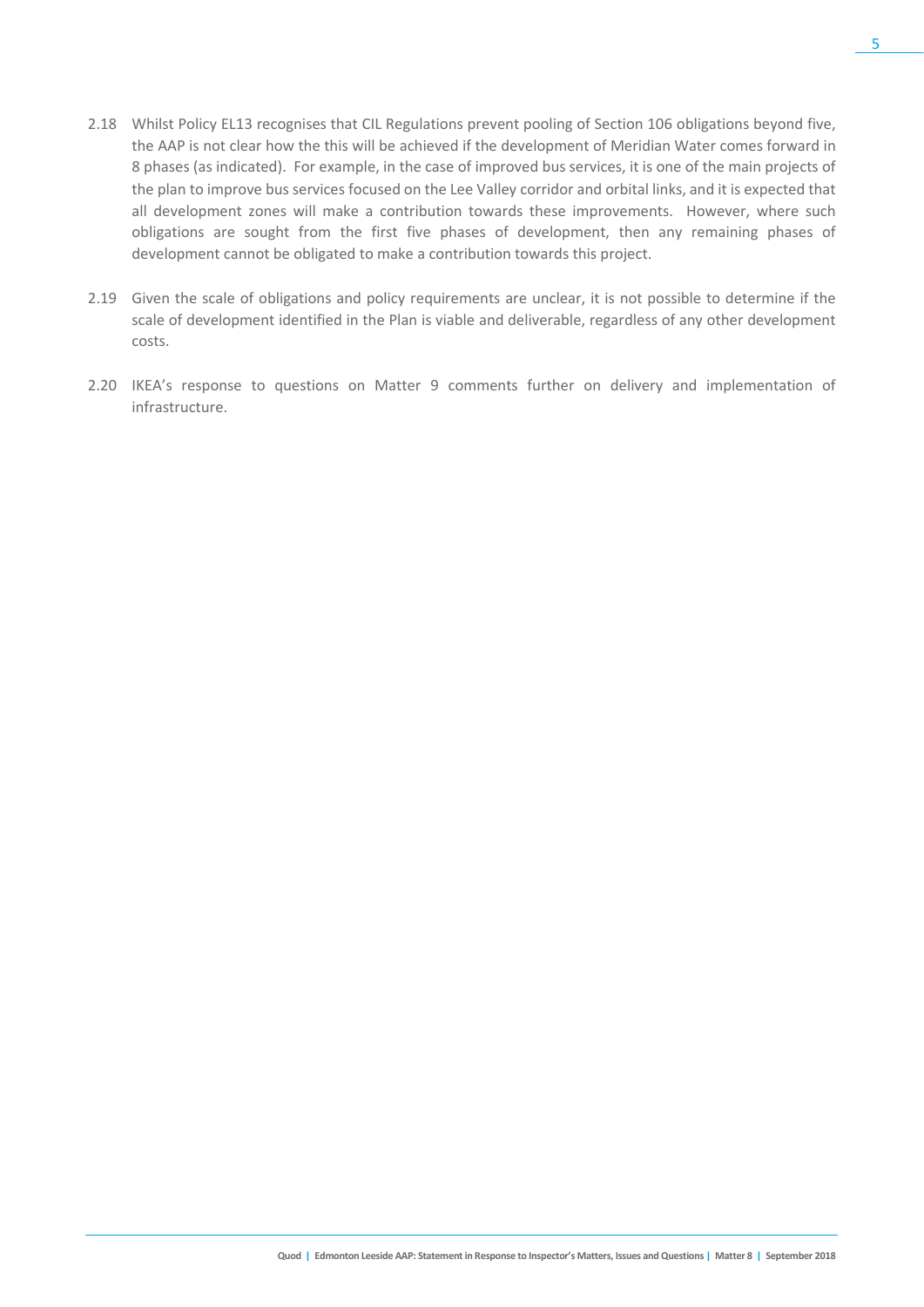2.18 Whilst Policy EL13 recognises that CIL Regulations prevent pooling of Section 106 obligations beyond five, the AAP is not clear how the this will be achieved if the development of Meridian Water comes forward in 8 phases (as indicated). For example, in the case of improved bus services, it is one of the main projects of the plan to improve bus services focused on the Lee Valley corridor and orbital links, and it is expected that all development zones will make a contribution towards these improvements. However, where such obligations are sought from the first five phases of development, then any remaining phases of development cannot be obligated to make a contribution towards this project.

2.19 Given the scale of obligations and policy requirements are unclear, it is not possible to determine if the scale of development identified in the Plan is viable and deliverable, regardless of any other development costs.

2.20 IKEA's response to questions on Matter 9 comments further on delivery and implementation of infrastructure.